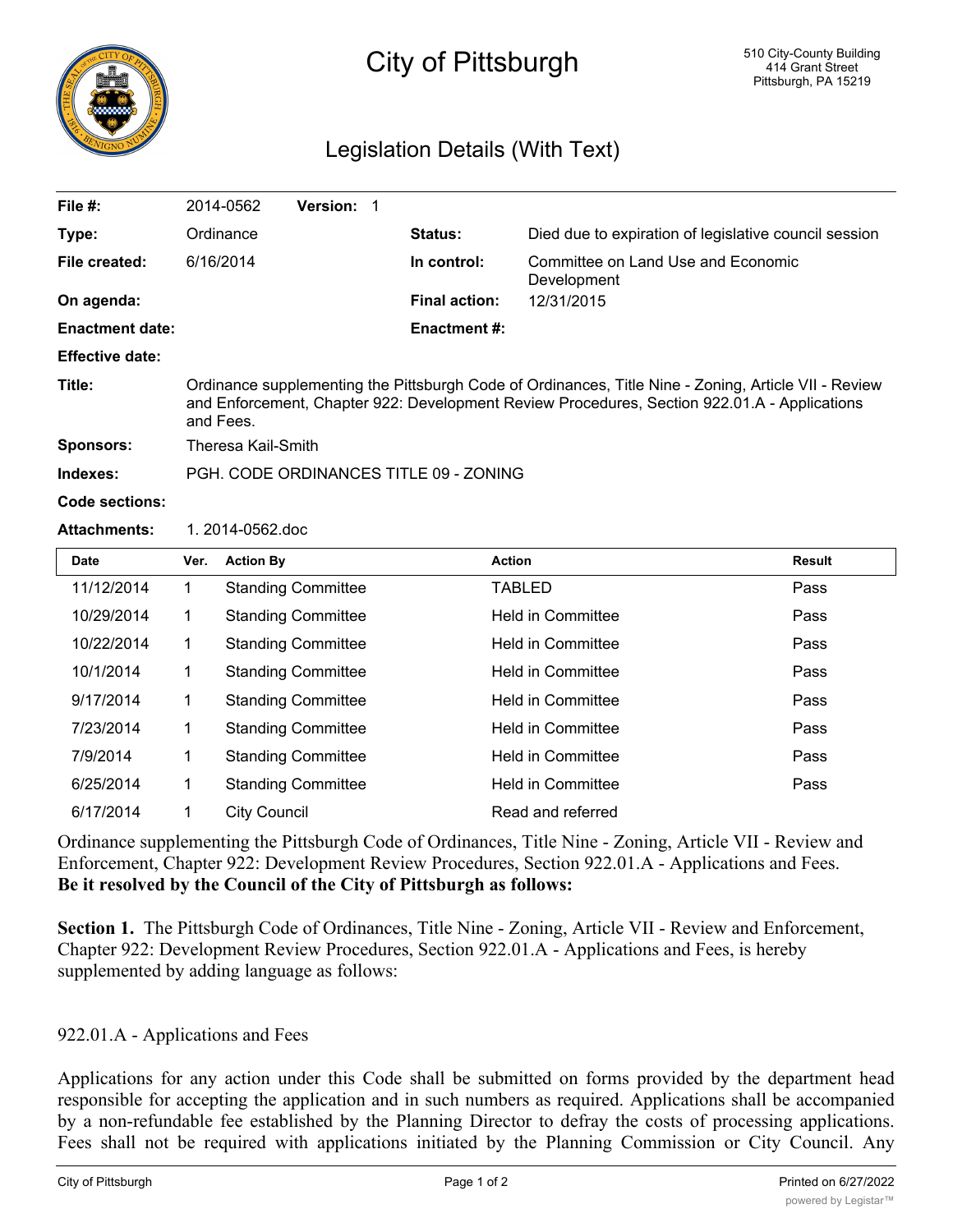# City of Pittsburgh

510 City-County Building
414 Grant Street
Pittsburgh, PA 15219

## Legislation Details (With Text)

| | | | |
|---|---|---|---|
| **File #:** | 2014-0562 **Version:** 1 | | |
| **Type:** | Ordinance | **Status:** | Died due to expiration of legislative council session |
| **File created:** | 6/16/2014 | **In control:** | Committee on Land Use and Economic Development |
| **On agenda:** | | **Final action:** | 12/31/2015 |
| **Enactment date:** | | **Enactment #:** | |
| **Effective date:** | | | |

**Title:** Ordinance supplementing the Pittsburgh Code of Ordinances, Title Nine - Zoning, Article VII - Review and Enforcement, Chapter 922: Development Review Procedures, Section 922.01.A - Applications and Fees.

**Sponsors:** Theresa Kail-Smith

**Indexes:** PGH. CODE ORDINANCES TITLE 09 - ZONING

**Code sections:**

**Attachments:** 1. 2014-0562.doc

| Date | Ver. | Action By | Action | Result |
|---|---|---|---|---|
| 11/12/2014 | 1 | Standing Committee | TABLED | Pass |
| 10/29/2014 | 1 | Standing Committee | Held in Committee | Pass |
| 10/22/2014 | 1 | Standing Committee | Held in Committee | Pass |
| 10/1/2014 | 1 | Standing Committee | Held in Committee | Pass |
| 9/17/2014 | 1 | Standing Committee | Held in Committee | Pass |
| 7/23/2014 | 1 | Standing Committee | Held in Committee | Pass |
| 7/9/2014 | 1 | Standing Committee | Held in Committee | Pass |
| 6/25/2014 | 1 | Standing Committee | Held in Committee | Pass |
| 6/17/2014 | 1 | City Council | Read and referred | |

Ordinance supplementing the Pittsburgh Code of Ordinances, Title Nine - Zoning, Article VII - Review and Enforcement, Chapter 922: Development Review Procedures, Section 922.01.A - Applications and Fees.
**Be it resolved by the Council of the City of Pittsburgh as follows:**

**Section 1.** The Pittsburgh Code of Ordinances, Title Nine - Zoning, Article VII - Review and Enforcement, Chapter 922: Development Review Procedures, Section 922.01.A - Applications and Fees, is hereby supplemented by adding language as follows:

922.01.A - Applications and Fees

Applications for any action under this Code shall be submitted on forms provided by the department head responsible for accepting the application and in such numbers as required. Applications shall be accompanied by a non-refundable fee established by the Planning Director to defray the costs of processing applications. Fees shall not be required with applications initiated by the Planning Commission or City Council. Any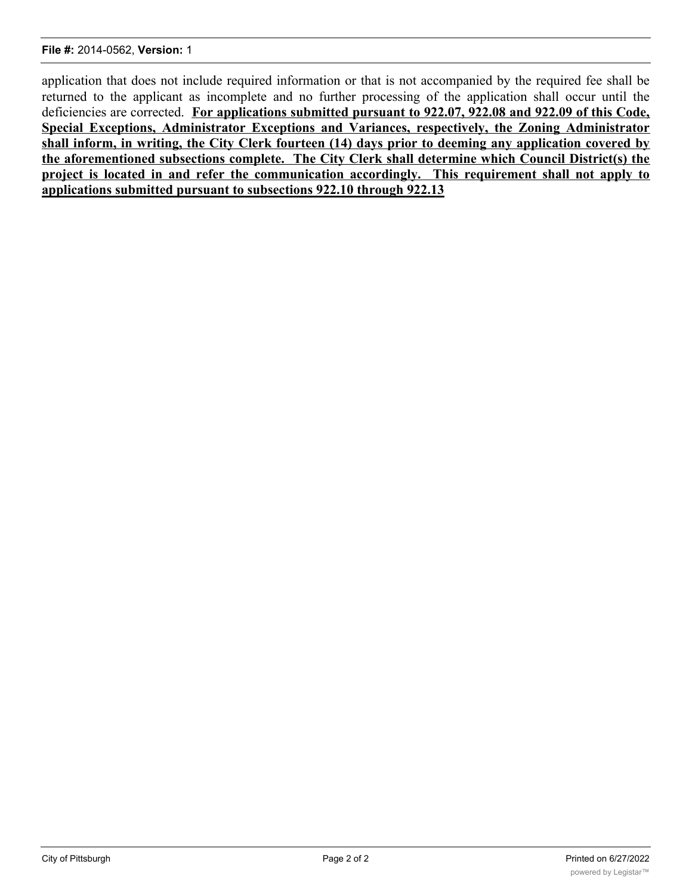application that does not include required information or that is not accompanied by the required fee shall be returned to the applicant as incomplete and no further processing of the application shall occur until the deficiencies are corrected. <u>**For applications submitted pursuant to 922.07, 922.08 and 922.09 of this Code, Special Exceptions, Administrator Exceptions and Variances, respectively, the Zoning Administrator shall inform, in writing, the City Clerk fourteen (14) days prior to deeming any application covered by the aforementioned subsections complete. The City Clerk shall determine which Council District(s) the project is located in and refer the communication accordingly. This requirement shall not apply to applications submitted pursuant to subsections 922.10 through 922.13**</u>